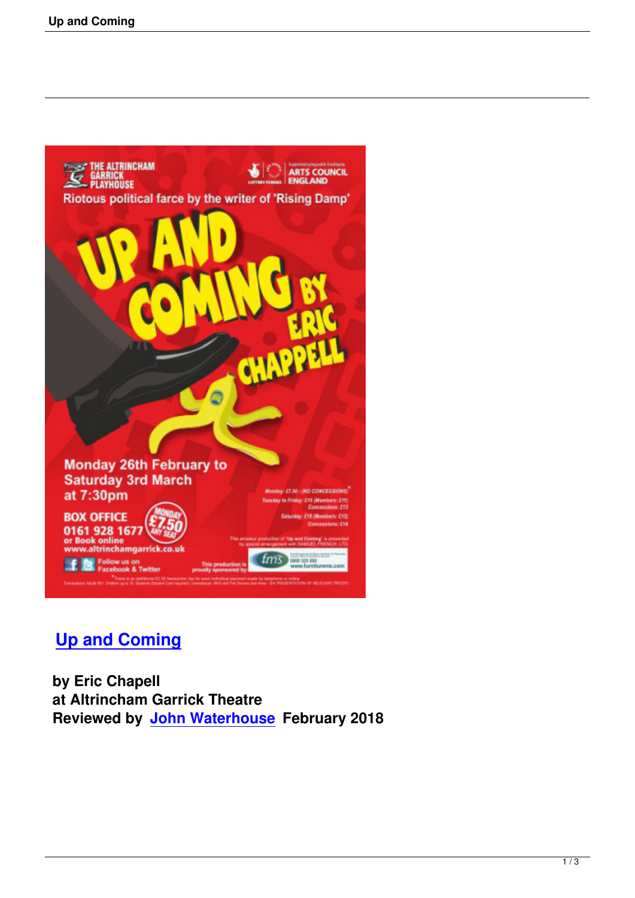## Up and Coming

**by Eric Chapell**
**at Altrincham Garrick Theatre**
**Reviewed by John Waterhouse February 2018**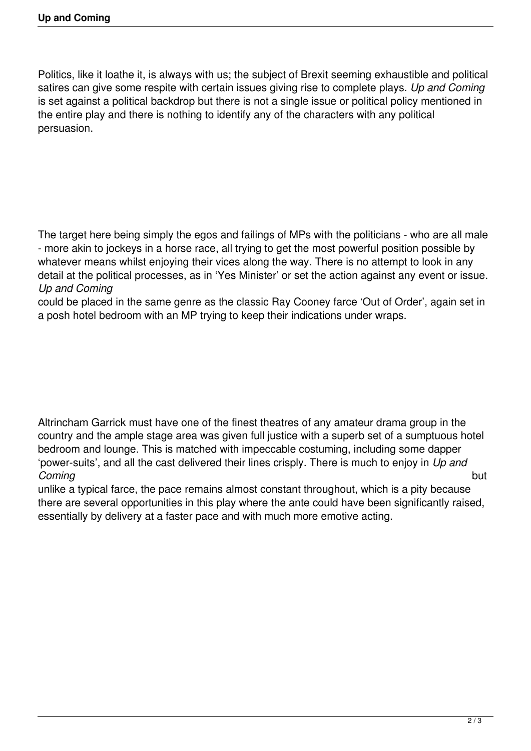Politics, like it loathe it, is always with us; the subject of Brexit seeming exhaustible and political satires can give some respite with certain issues giving rise to complete plays. *Up and Coming* is set against a political backdrop but there is not a single issue or political policy mentioned in the entire play and there is nothing to identify any of the characters with any political persuasion.

The target here being simply the egos and failings of MPs with the politicians - who are all male - more akin to jockeys in a horse race, all trying to get the most powerful position possible by whatever means whilst enjoying their vices along the way. There is no attempt to look in any detail at the political processes, as in 'Yes Minister' or set the action against any event or issue. *Up and Coming* could be placed in the same genre as the classic Ray Cooney farce 'Out of Order', again set in a posh hotel bedroom with an MP trying to keep their indications under wraps.

Altrincham Garrick must have one of the finest theatres of any amateur drama group in the country and the ample stage area was given full justice with a superb set of a sumptuous hotel bedroom and lounge. This is matched with impeccable costuming, including some dapper 'power-suits', and all the cast delivered their lines crisply. There is much to enjoy in *Up and Coming* but unlike a typical farce, the pace remains almost constant throughout, which is a pity because there are several opportunities in this play where the ante could have been significantly raised, essentially by delivery at a faster pace and with much more emotive acting.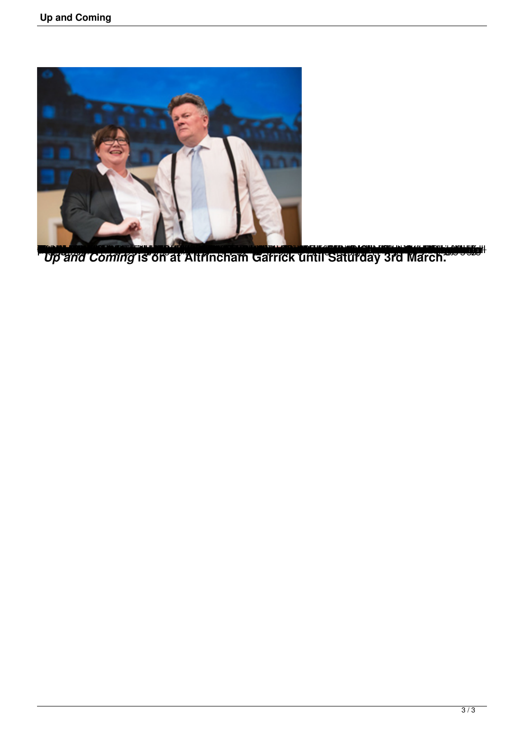*Up and Coming* is on at Altrincham Garrick until Saturday 3rd March.